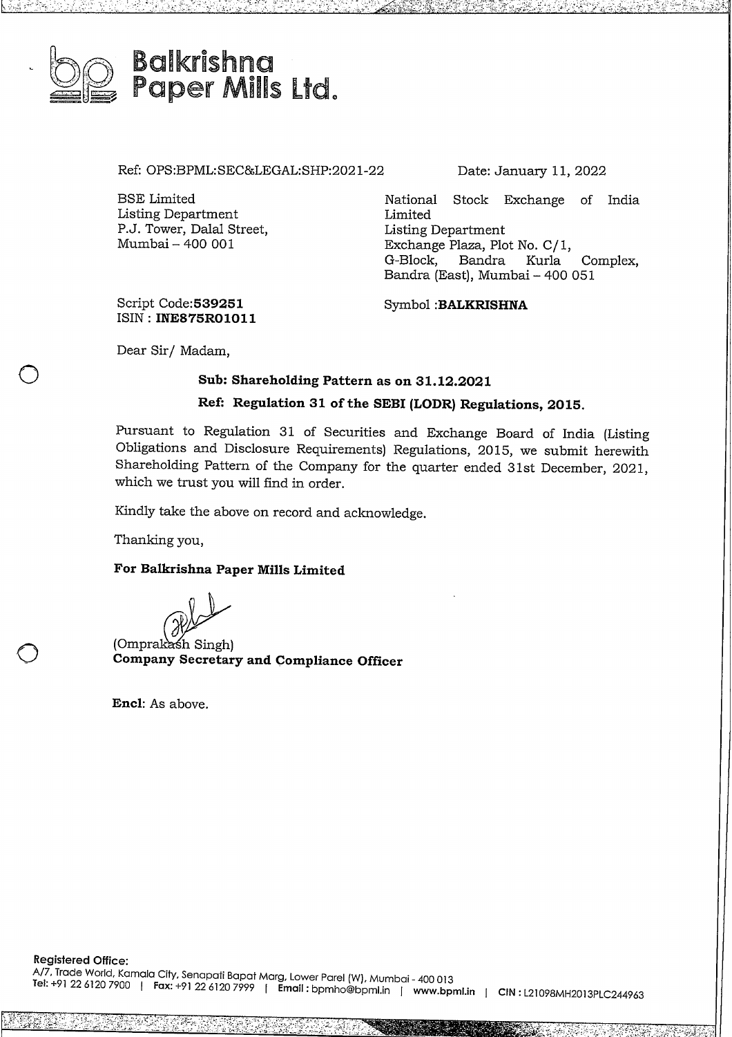# Balkrishna Paper Mills Ltd.

Ref: OPS:BPML:SEC&LEGAL:SHP:2021-22

Date: January 11, 2022

BSE Limited
Listing Department
P.J. Tower, Dalal Street,
Mumbai – 400 001

National Stock Exchange of India Limited
Listing Department
Exchange Plaza, Plot No. C/1,
G-Block, Bandra Kurla Complex,
Bandra (East), Mumbai – 400 051

Script Code:**539251**
ISIN : **INE875R01011**

Symbol :**BALKRISHNA**

Dear Sir/ Madam,

**Sub: Shareholding Pattern as on 31.12.2021**

**Ref: Regulation 31 of the SEBI (LODR) Regulations, 2015.**

Pursuant to Regulation 31 of Securities and Exchange Board of India (Listing Obligations and Disclosure Requirements) Regulations, 2015, we submit herewith Shareholding Pattern of the Company for the quarter ended 31st December, 2021, which we trust you will find in order.

Kindly take the above on record and acknowledge.

Thanking you,

**For Balkrishna Paper Mills Limited**

(Omprakash Singh)
**Company Secretary and Compliance Officer**

**Encl**: As above.

**Registered Office:**
A/7, Trade World, Kamala City, Senapati Bapat Marg, Lower Parel (W), Mumbai - 400 013
**Tel:** +91 22 6120 7900 | **Fax:** +91 22 6120 7999 | **Email:** bpmho@bpml.in | **www.bpml.in** | **CIN:** L21098MH2013PLC244963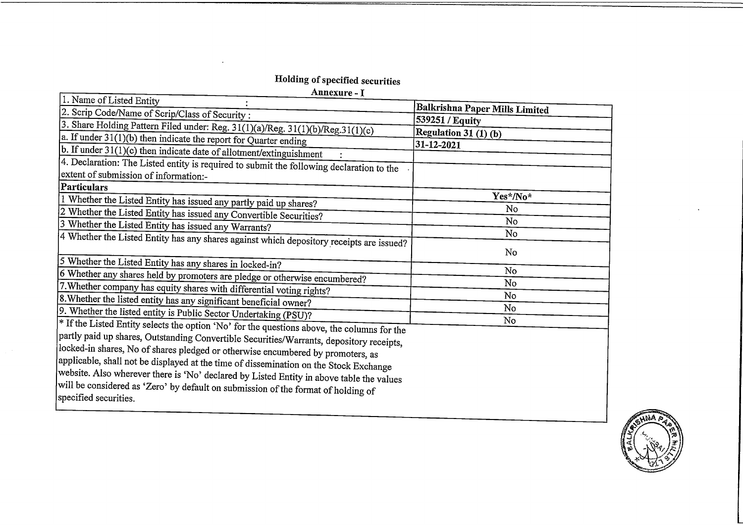## Holding of specified securities

### Annexure - I

| | |
|---|---|
| 1. Name of Listed Entity : | **Balkrishna Paper Mills Limited** |
| 2. Scrip Code/Name of Scrip/Class of Security : | **539251 / Equity** |
| 3. Share Holding Pattern Filed under: Reg. 31(1)(a)/Reg. 31(1)(b)/Reg.31(1)(c) | **Regulation 31 (1) (b)** |
| a. If under 31(1)(b) then indicate the report for Quarter ending | **31-12-2021** |
| b. If under 31(1)(c) then indicate date of allotment/extinguishment : | |
| 4. Declaration: The Listed entity is required to submit the following declaration to the extent of submission of information:- | |
| **Particulars** | **Yes*/No*** |
| 1 Whether the Listed Entity has issued any partly paid up shares? | No |
| 2 Whether the Listed Entity has issued any Convertible Securities? | No |
| 3 Whether the Listed Entity has issued any Warrants? | No |
| 4 Whether the Listed Entity has any shares against which depository receipts are issued? | No |
| 5 Whether the Listed Entity has any shares in locked-in? | No |
| 6 Whether any shares held by promoters are pledge or otherwise encumbered? | No |
| 7.Whether company has equity shares with differential voting rights? | No |
| 8.Whether the listed entity has any significant beneficial owner? | No |
| 9. Whether the listed entity is Public Sector Undertaking (PSU)? | No |

* If the Listed Entity selects the option 'No' for the questions above, the columns for the partly paid up shares, Outstanding Convertible Securities/Warrants, depository receipts, locked-in shares, No of shares pledged or otherwise encumbered by promoters, as applicable, shall not be displayed at the time of dissemination on the Stock Exchange website. Also wherever there is 'No' declared by Listed Entity in above table the values will be considered as 'Zero' by default on submission of the format of holding of specified securities.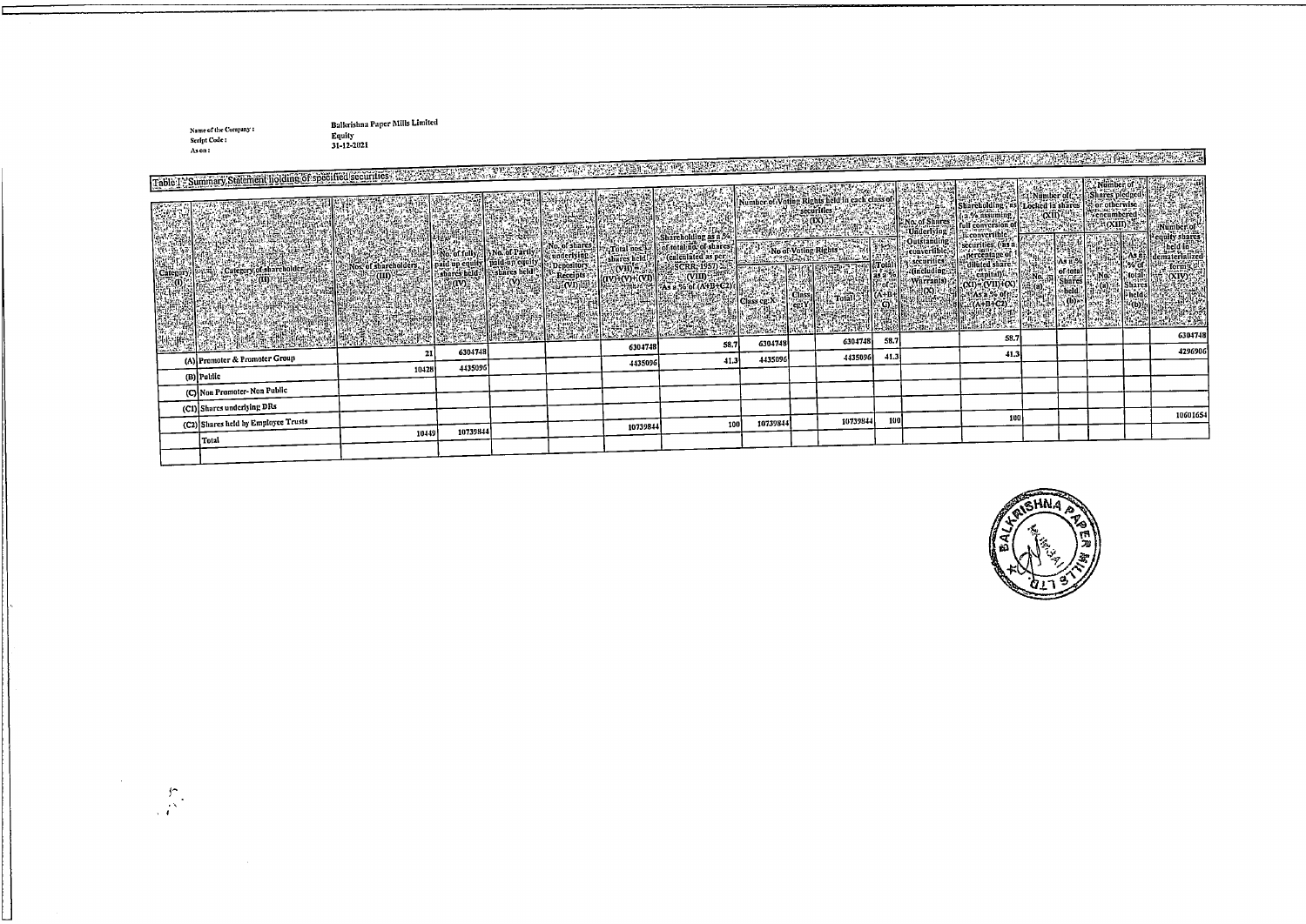Name of the Company : Balkrishna Paper Mills Limited
Script Code : Equity
As on : 31-12-2021

## Table I - Summary Statement holding of specified securities

| Category (I) | Category of shareholder (II) | Nos. of shareholders (III) | No. of fully paid up equity shares held (IV) | No. of Partly paid-up equity shares held (V) | No. of shares underlying Depository Receipts (VI) | Total nos. shares held (VII) = (IV)+(V)+(VI) | Shareholding as a % of total no. of shares (calculated as per SCRR, 1957) (VIII) As a % of (A+B+C2) | Number of Voting Rights held in each class of securities (IX) | | | | No. of Shares Underlying Outstanding convertible securities (including Warrants) (X) | Shareholding, as a % assuming full conversion of convertible securities (as a percentage of diluted share capital) (XI)= (VII)+(X) As a % of (A+B+C2) | Number of Locked in shares (XII) | | Number of Shares pledged or otherwise encumbered (XIII) | | Number of equity shares held in dematerialized form (XIV) |
|---|---|---|---|---|---|---|---|---|---|---|---|---|---|---|---|---|---|---|
| | | | | | | | | No of Voting Rights | | | Total as a % of (A+B+C) | | | No. (a) | As a % of total Shares held (b) | No. (a) | As a % of total Shares held (b) | |
| | | | | | | | | Class eg: X | Class eg: Y | Total | | | | | | | | |
| (A) | Promoter & Promoter Group | 21 | 6304748 | | | 6304748 | 58.7 | 6304748 | | 6304748 | 58.7 | | 58.7 | | | | | 6304748 |
| (B) | Public | 10428 | 4435096 | | | 4435096 | 41.3 | 4435096 | | 4435096 | 41.3 | | 41.3 | | | | | 4296906 |
| (C) | Non Promoter- Non Public | | | | | | | | | | | | | | | | | |
| (C1) | Shares underlying DRs | | | | | | | | | | | | | | | | | |
| (C2) | Shares held by Employee Trusts | | | | | | | | | | | | | | | | | |
| | Total | 10449 | 10739844 | | | 10739844 | 100 | 10739844 | | 10739844 | 100 | | 100 | | | | | 10601654 |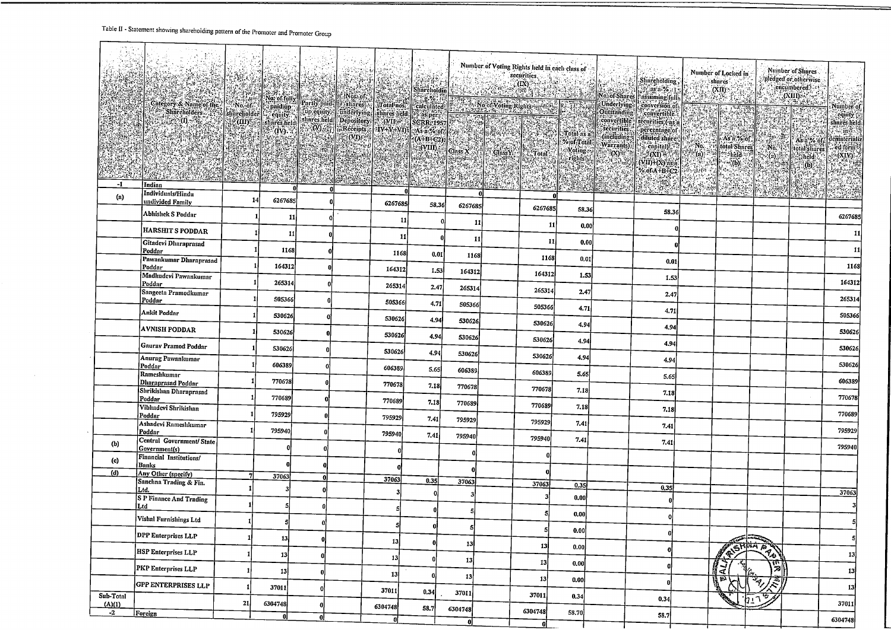Table II - Statement showing shareholding pattern of the Promoter and Promoter Group

| | Category & Name of the Shareholders (I) | No. of shareholder (III) | No. of fully paid up equity shares held (IV) | Partly paid-up equity shares held (V) | Nos. of shares underlying Depository Receipts (VI) | Total nos. shares held (VII = IV+V+VI) | Shareholding % calculated as per SCRR, 1957 As a % of (A+B+C2) (VIII) | Number of Voting Rights held in each class of securities (IX) | | | | No. of Shares Underlying Outstanding convertible securities (including Warrants) (X) | Shareholding, as a % assuming full conversion of convertible securities (as a percentage of diluted share capital) (XI) = (VII)+(X) as a % of A+B+C2 | Number of Locked in shares (XII) | | Number of Shares pledged or otherwise encumbered (XIII) | | Number of equity shares held in dematerialized form (XIV) |
|---|---|---|---|---|---|---|---|---|---|---|---|---|---|---|---|---|---|---|
| | | | | | | | | No of Voting Rights | | | Total as a % of Total Voting rights | | | No. (a) | As a % of total Shares held (b) | No. (a) | As a % of total shares held (b) | |
| | | | | | | | | Class X | Class Y | Total | | | | | | | | |
| -1 | Indian | | 0 | 0 | | 0 | | 0 | | 0 | | | | | | | | |
| (a) | Individuals/Hindu undivided Family | 14 | 6267685 | 0 | | 6267685 | 58.36 | 6267685 | | 6267685 | 58.36 | | 58.36 | | | | | 6267685 |
| | Abhishek S Poddar | 1 | 11 | 0 | | 11 | 0 | 11 | | 11 | 0.00 | | 0 | | | | | 11 |
| | HARSHIT S PODDAR | 1 | 11 | 0 | | 11 | 0 | 11 | | 11 | 0.00 | | 0 | | | | | 11 |
| | Gitadevi Dharaprasad Poddar | 1 | 1168 | 0 | | 1168 | 0.01 | 1168 | | 1168 | 0.01 | | 0.01 | | | | | 1168 |
| | Pawankumar Dharaprasad Poddar | 1 | 164312 | 0 | | 164312 | 1.53 | 164312 | | 164312 | 1.53 | | 1.53 | | | | | 164312 |
| | Madhudevi Pawankumar Poddar | 1 | 265314 | 0 | | 265314 | 2.47 | 265314 | | 265314 | 2.47 | | 2.47 | | | | | 265314 |
| | Sangeeta Pramodkumar Poddar | 1 | 505366 | 0 | | 505366 | 4.71 | 505366 | | 505366 | 4.71 | | 4.71 | | | | | 505366 |
| | Ankit Poddar | 1 | 530626 | 0 | | 530626 | 4.94 | 530626 | | 530626 | 4.94 | | 4.94 | | | | | 530626 |
| | AVNISH PODDAR | 1 | 530626 | 0 | | 530626 | 4.94 | 530626 | | 530626 | 4.94 | | 4.94 | | | | | 530626 |
| | Gaurav Pramod Poddar | 1 | 530626 | 0 | | 530626 | 4.94 | 530626 | | 530626 | 4.94 | | 4.94 | | | | | 530626 |
| | Anurag Pawankumar Poddar | 1 | 606389 | 0 | | 606389 | 5.65 | 606389 | | 606389 | 5.65 | | 5.65 | | | | | 606389 |
| | Rameshkumar Dharaprasad Poddar | 1 | 770678 | 0 | | 770678 | 7.18 | 770678 | | 770678 | 7.18 | | 7.18 | | | | | 770678 |
| | Shrikishan Dharaprasad Poddar | 1 | 770689 | 0 | | 770689 | 7.18 | 770689 | | 770689 | 7.18 | | 7.18 | | | | | 770689 |
| | Vibhadevi Shrikishan Poddar | 1 | 795929 | 0 | | 795929 | 7.41 | 795929 | | 795929 | 7.41 | | 7.41 | | | | | 795929 |
| | Ashadevi Rameshkumar Poddar | 1 | 795940 | 0 | | 795940 | 7.41 | 795940 | | 795940 | 7.41 | | 7.41 | | | | | 795940 |
| (b) | Central Government/ State Government(s) | | 0 | 0 | | 0 | | 0 | | 0 | | | | | | | | |
| (c) | Financial Institutions/ Banks | | 0 | 0 | | 0 | | 0 | | 0 | | | | | | | | |
| (d) | Any Other (specify) | 7 | 37063 | 0 | | 37063 | 0.35 | 37063 | | 37063 | 0.35 | | 0.35 | | | | | 37063 |
| | Sanchna Trading & Fin. Ltd. | 1 | 3 | 0 | | 3 | 0 | 3 | | 3 | 0.00 | | 0 | | | | | 3 |
| | S P Finance And Trading Ltd | 1 | 5 | 0 | | 5 | 0 | 5 | | 5 | 0.00 | | 0 | | | | | 5 |
| | Vishal Furnishings Ltd | 1 | 5 | 0 | | 5 | 0 | 5 | | 5 | 0.00 | | 0 | | | | | 5 |
| | DPP Enterprises LLP | 1 | 13 | 0 | | 13 | 0 | 13 | | 13 | 0.00 | | 0 | | | | | 13 |
| | HSP Enterprises LLP | 1 | 13 | 0 | | 13 | 0 | 13 | | 13 | 0.00 | | 0 | | | | | 13 |
| | PKP Enterprises LLP | 1 | 13 | 0 | | 13 | 0 | 13 | | 13 | 0.00 | | 0 | | | | | 13 |
| | GPP ENTERPRISES LLP | 1 | 37011 | 0 | | 37011 | 0.34 | 37011 | | 37011 | 0.34 | | 0.34 | | | | | 37011 |
| Sub-Total (A)(1) | | 21 | 6304748 | 0 | | 6304748 | 58.7 | 6304748 | | 6304748 | 58.70 | | 58.7 | | | | | 6304748 |
| -2 | Foreign | | 0 | 0 | | 0 | | 0 | | 0 | | | | | | | | |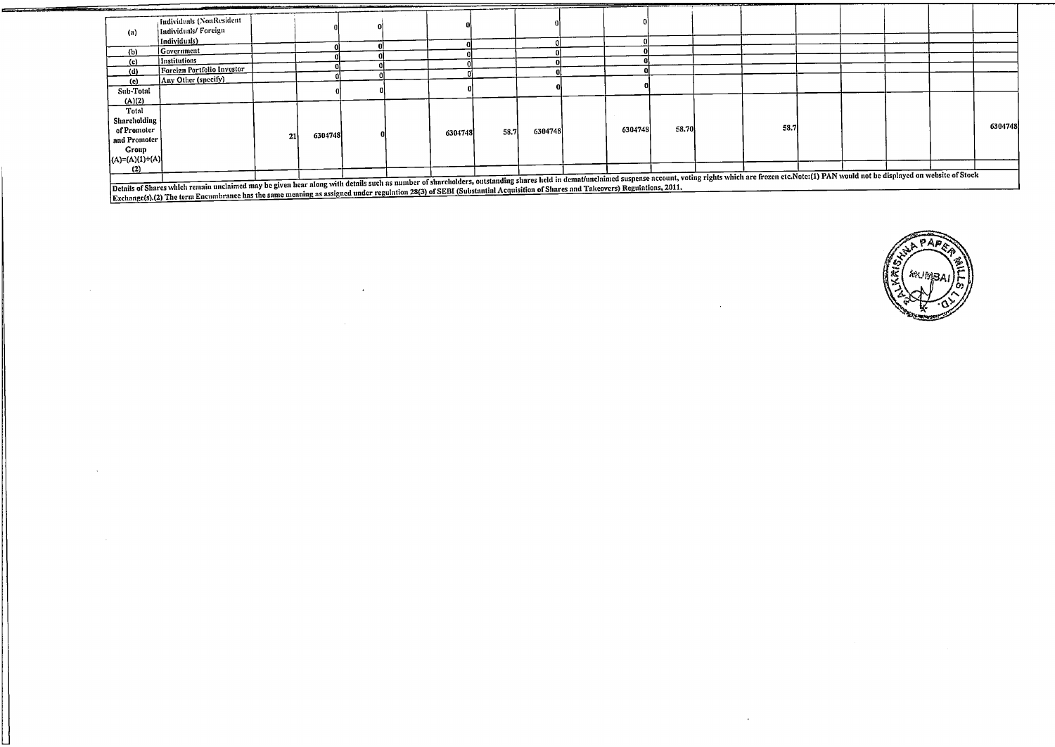| | | | | | | | | | | | | | | | | | | |
|---|---|---|---|---|---|---|---|---|---|---|---|---|---|---|---|---|---|---|
| (a) | Individuals (NonResident Individuals/ Foreign Individuals) | | 0 | 0 | | 0 | | 0 | | 0 | | | | | | | | |
| (b) | Government | | 0 | 0 | | 0 | | 0 | | 0 | | | | | | | | |
| (c) | Institutions | | 0 | 0 | | 0 | | 0 | | 0 | | | | | | | | |
| (d) | Foreign Portfolio Investor | | 0 | 0 | | 0 | | 0 | | 0 | | | | | | | | |
| (e) | Any Other (specify) | | | | | | | | | | | | | | | | | |
| Sub-Total (A)(2) | | | 0 | 0 | | 0 | | 0 | | 0 | | | | | | | | |
| Total Shareholding of Promoter and Promoter Group (A)=(A)(1)+(A)(2) | | 21 | 6304748 | 0 | | 6304748 | 58.7 | 6304748 | | 6304748 | 58.70 | | 58.7 | | | | | 6304748 |

Details of Shares which remain unclaimed may be given hear along with details such as number of shareholders, outstanding shares held in demat/unclaimed suspense account, voting rights which are frozen etc.Note:(1) PAN would not be displayed on website of Stock Exchange(s).(2) The term Encumbrance has the same meaning as assigned under regulation 28(3) of SEBI (Substantial Acquisition of Shares and Takeovers) Regulations, 2011.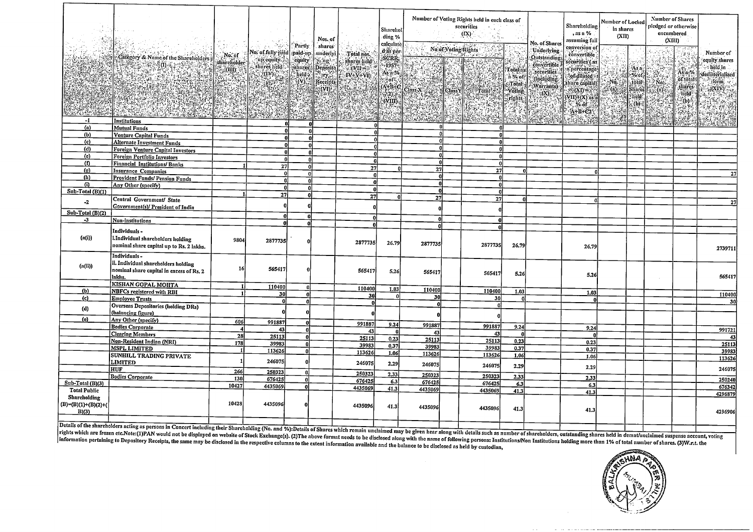| | Category & Name of the Shareholders (I) | No. of shareholder (III) | No. of fully paid up equity shares held (IV) | Partly paid-up equity shares held (V) | Nos. of shares underlying Depository Receipts (VI) | Total nos. shares held (VII = IV+V+VI) | Shareholding % calculated as per SCRR, 1957 As a % of (A+B+C2) (VIII) | Number of Voting Rights held in each class of securities (IX) | | | | No. of Shares Underlying Outstanding convertible securities (including Warrants) (X) | Shareholding, as a % assuming full conversion of convertible securities (as a percentage of diluted share capital) (XI)=(VII)+(X) as a % of A+B+C2 | Number of Locked in shares (XII) | | Number of Shares pledged or otherwise encumbered (XIII) | | Number of equity shares held in dematerialized form (XIV) |
|---|---|---|---|---|---|---|---|---|---|---|---|---|---|---|---|---|---|---|
| | | | | | | | | No of Voting Rights | | | Total as a % of Total Voting rights | | | No. (a) | As a % of total Shares held (b) | No. (a) | As a % of total shares held (b) | |
| | | | | | | | | Class X | Class Y | Total | | | | | | | | |
| -1 | Institutions | | 0 | 0 | | 0 | | | | | | | | | | | | |
| (a) | Mutual Funds | | 0 | 0 | | 0 | | 0 | | 0 | | | | | | | | |
| (b) | Venture Capital Funds | | 0 | 0 | | 0 | | 0 | | 0 | | | | | | | | |
| (c) | Alternate Investment Funds | | 0 | 0 | | 0 | | 0 | | 0 | | | | | | | | |
| (d) | Foreign Venture Capital Investors | | 0 | 0 | | 0 | | 0 | | 0 | | | | | | | | |
| (e) | Foreign Portfolio Investors | | 0 | 0 | | 0 | | 0 | | 0 | | | | | | | | |
| (f) | Financial Institutions/ Banks | 1 | 27 | 0 | | 27 | 0 | 27 | | 27 | 0 | | 0 | | | | | 27 |
| (g) | Insurance Companies | | 0 | 0 | | 0 | | 0 | | 0 | | | | | | | | |
| (h) | Provident Funds/ Pension Funds | | 0 | 0 | | 0 | | 0 | | 0 | | | | | | | | |
| (i) | Any Other (specify) | | 0 | 0 | | 0 | | 0 | | 0 | | | | | | | | |
| Sub-Total (B)(1) | | 1 | 27 | 0 | | 27 | 0 | 27 | | 27 | 0 | | 0 | | | | | 27 |
| -2 | Central Government/ State Government(s)/ President of India | | 0 | 0 | | 0 | | 0 | | 0 | | | | | | | | |
| Sub-Total (B)(2) | | | 0 | 0 | | 0 | | 0 | | 0 | | | | | | | | |
| -3 | Non-institutions | | 0 | 0 | | 0 | | 0 | | 0 | | | | | | | | |
| (a(i)) | Individuals - i.Individual shareholders holding nominal share capital up to Rs. 2 lakhs. | 9804 | 2877735 | 0 | | 2877735 | 26.79 | 2877735 | | 2877735 | 26.79 | | 26.79 | | | | | 2739711 |
| (a(ii)) | Individuals - ii. Individual shareholders holding nominal share capital in excess of Rs. 2 lakhs. | 16 | 565417 | 0 | | 565417 | 5.26 | 565417 | | 565417 | 5.26 | | 5.26 | | | | | 565417 |
| | KISHAN GOPAL MOHTA | 1 | 110400 | 0 | | 110400 | 1.03 | 110400 | | 110400 | 1.03 | | 1.03 | | | | | 110400 |
| (b) | NBFCs registered with RBI | 1 | 30 | 0 | | 30 | 0 | 30 | | 30 | 0 | | 0 | | | | | 30 |
| (c) | Employee Trusts | | 0 | 0 | | 0 | | 0 | | 0 | | | | | | | | |
| (d) | Overseas Depositories (holding DRs) (balancing figure) | | 0 | 0 | | 0 | | 0 | | 0 | | | | | | | | |
| (e) | Any Other (specify) | 606 | 991887 | 0 | | 991887 | 9.24 | 991887 | | 991887 | 9.24 | | 9.24 | | | | | 991721 |
| | Bodies Corporate | 4 | 43 | 0 | | 43 | 0 | 43 | | 43 | 0 | | 0 | | | | | 43 |
| | Clearing Members | 28 | 25113 | 0 | | 25113 | 0.23 | 25113 | | 25113 | 0.23 | | 0.23 | | | | | 25113 |
| | Non-Resident Indian (NRI) | 178 | 39983 | 0 | | 39983 | 0.37 | 39983 | | 39983 | 0.37 | | 0.37 | | | | | 39983 |
| | MSPL LIMITED | 1 | 113626 | 0 | | 113626 | 1.06 | 113626 | | 113626 | 1.06 | | 1.06 | | | | | 113626 |
| | SUNHILL TRADING PRIVATE LIMITED | 1 | 246075 | 0 | | 246075 | 2.29 | 246075 | | 246075 | 2.29 | | 2.29 | | | | | 246075 |
| | HUF | 266 | 250323 | 0 | | 250323 | 2.33 | 250323 | | 250323 | 2.33 | | 2.33 | | | | | 250240 |
| | Bodies Corporate | 130 | 676425 | 0 | | 676425 | 6.3 | 676425 | | 676425 | 6.3 | | 6.3 | | | | | 676342 |
| Sub-Total (B)(3) | | 10427 | 4435069 | 0 | | 4435069 | 41.3 | 4435069 | | 4435069 | 41.3 | | 41.3 | | | | | 4296879 |
| Total Public Shareholding (B)=(B)(1)+(B)(2)+(B)(3) | | 10428 | 4435096 | 0 | | 4435096 | 41.3 | 4435096 | | 4435096 | 41.3 | | 41.3 | | | | | 4296906 |

Details of the shareholders acting as persons in Concert including their Shareholding (No. and %):Details of Shares which remain unclaimed may be given hear along with details such as number of shareholders, outstanding shares held in demat/unclaimed suspense account, voting rights which are frozen etc.Note:(1)PAN would not be displayed on website of Stock Exchange(s). (2)The above format needs to be disclosed along with the name of following persons: Institutions/Non Institutions holding more than 1% of total number of shares. (3)W.r.t. the information pertaining to Depository Receipts, the same may be disclosed in the respective columns to the extent information available and the balance to be disclosed as held by custodian,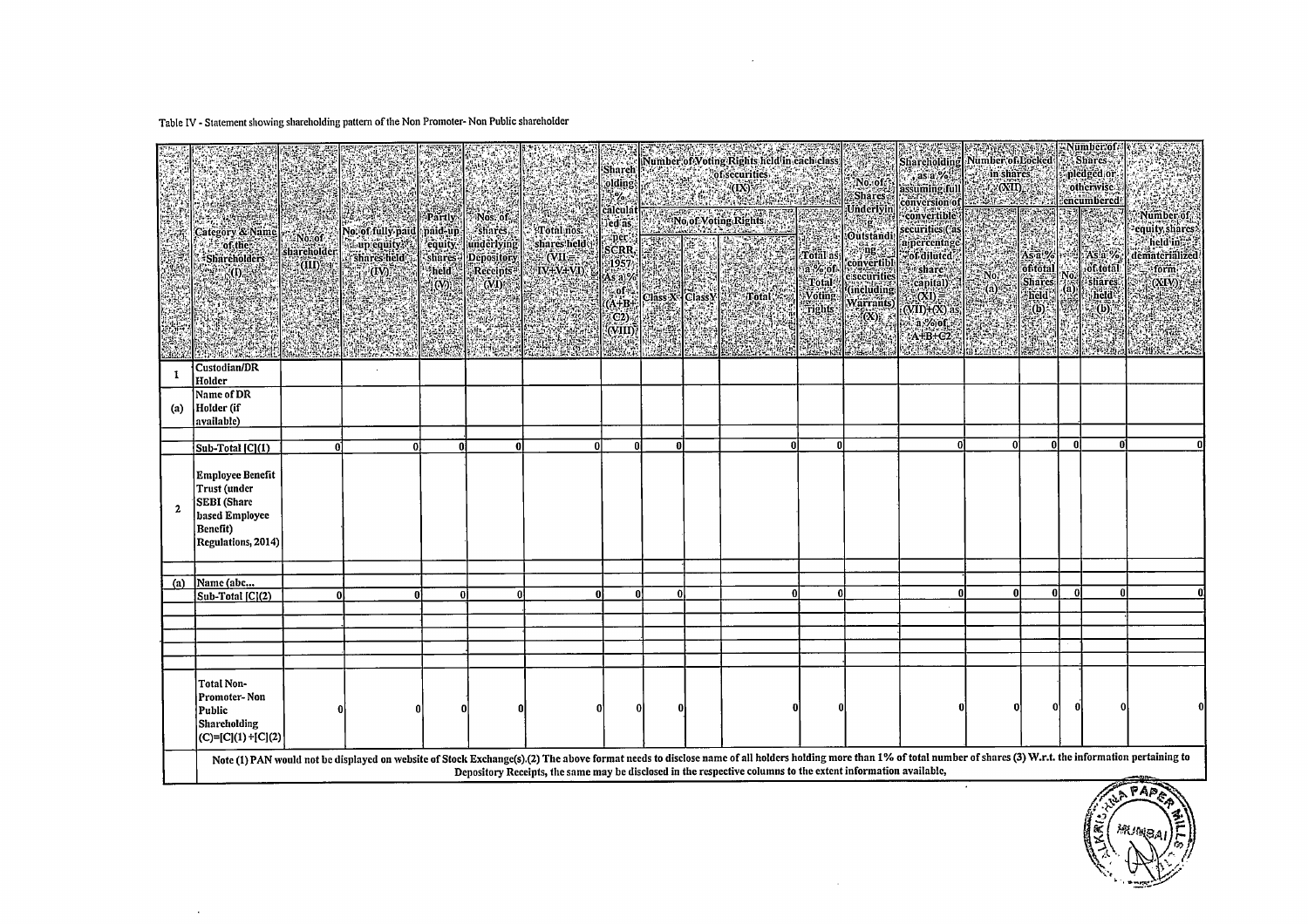Table IV - Statement showing shareholding pattern of the Non Promoter- Non Public shareholder

| | Category & Name of the Shareholders (I) | No. of shareholder (III) | No. of fully paid up equity shares held (IV) | Partly paid-up equity shares held (V) | Nos. of shares underlying Depository Receipts (VI) | Total nos. shares held (VII = IV+V+VI) | Shareholding % calculated as per SCRR, 1957 As a % of (A+B+C2) (VIII) | Number of Voting Rights held in each class of securities (IX) | | | | No. of Shares Underlying Outstanding convertible securities (including Warrants) (X) | Shareholding as a % assuming full conversion of convertible securities (as a percentage of diluted share capital) (XI) = (VII)+(X) as a % of A+B+C2 | Number of Locked in shares (XII) | | Number of Shares pledged or otherwise encumbered | | Number of equity shares held in dematerialized form (XIV) |
|---|---|---|---|---|---|---|---|---|---|---|---|---|---|---|---|---|---|---|
| | | | | | | | | No. of Voting Rights | | | Total as a % of Total Voting rights | | | No. (a) | As a % of total Shares held (b) | No. (a) | As a % of total shares held (b) | |
| | | | | | | | | Class X | Class Y | Total | | | | | | | | |
| 1 | Custodian/DR Holder | | | | | | | | | | | | | | | | | |
| (a) | Name of DR Holder (if available) | | | | | | | | | | | | | | | | | |
| | Sub-Total [C](1) | 0 | 0 | 0 | 0 | 0 | 0 | 0 | | 0 | 0 | | 0 | 0 | 0 | 0 | 0 | 0 |
| 2 | Employee Benefit Trust (under SEBI (Share based Employee Benefit) Regulations, 2014) | | | | | | | | | | | | | | | | | |
| (a) | Name (abc... | | | | | | | | | | | | | | | | | |
| | Sub-Total [C](2) | 0 | 0 | 0 | 0 | 0 | 0 | 0 | | 0 | 0 | | 0 | 0 | 0 | 0 | 0 | 0 |
| | Total Non-Promoter- Non Public Shareholding (C)=[C](1)+[C](2) | 0 | 0 | 0 | 0 | 0 | 0 | 0 | | 0 | 0 | | 0 | 0 | 0 | 0 | 0 | 0 |

**Note (1) PAN would not be displayed on website of Stock Exchange(s).(2) The above format needs to disclose name of all holders holding more than 1% of total number of shares (3) W.r.t. the information pertaining to Depository Receipts, the same may be disclosed in the respective columns to the extent information available,**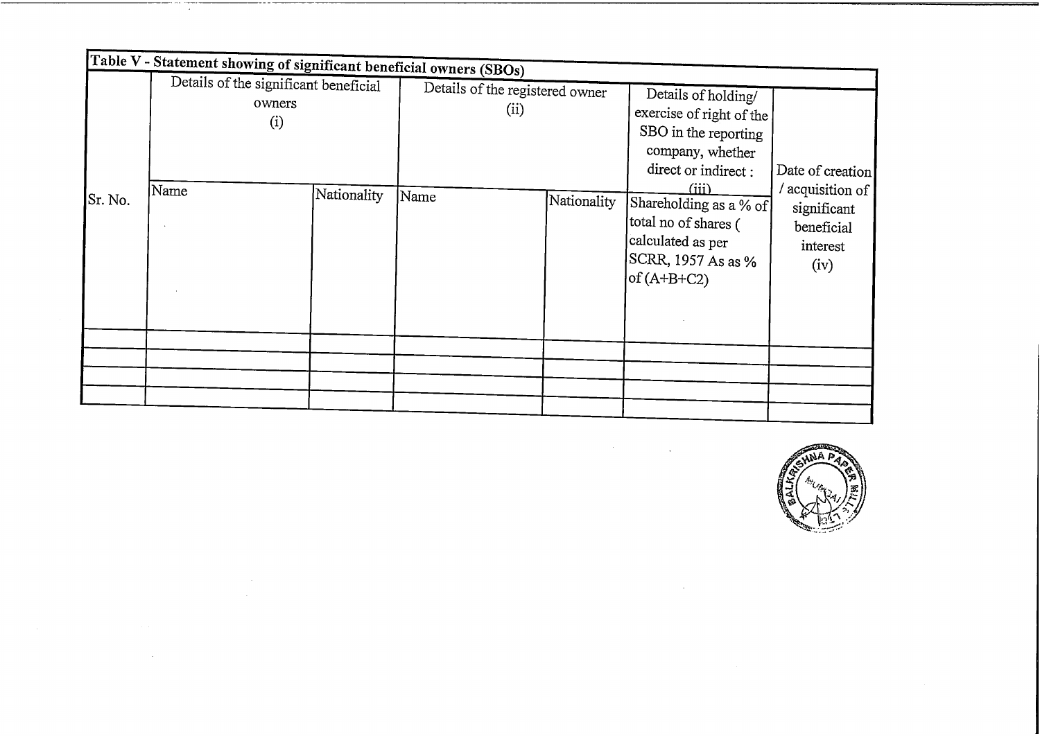Table V - Statement showing of significant beneficial owners (SBOs)

| Sr. No. | Details of the significant beneficial owners (i) | | Details of the registered owner (ii) | | Details of holding/ exercise of right of the SBO in the reporting company, whether direct or indirect : (iii) | Date of creation / acquisition of significant beneficial interest (iv) |
|---|---|---|---|---|---|---|
| | Name | Nationality | Name | Nationality | Shareholding as a % of total no of shares ( calculated as per SCRR, 1957 As as % of (A+B+C2) | |
| | | | | | | |
| | | | | | | |
| | | | | | | |
| | | | | | | |